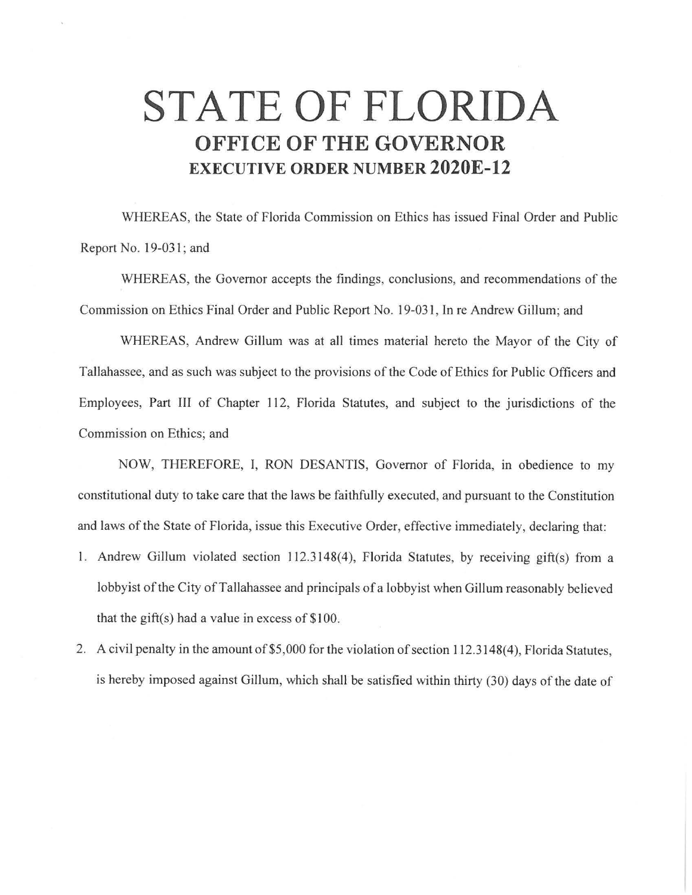# STATE OF FLORIDA

## OFFICE OF THE GOVERNOR

### EXECUTIVE ORDER NUMBER 2020E-12

WHEREAS, the State of Florida Commission on Ethics has issued Final Order and Public Report No. 19-031; and

WHEREAS, the Governor accepts the findings, conclusions, and recommendations of the Commission on Ethics Final Order and Public Report No. 19-031, In re Andrew Gillum; and

WHEREAS, Andrew Gillum was at all times material hereto the Mayor of the City of Tallahassee, and as such was subject to the provisions of the Code of Ethics for Public Officers and Employees, Part III of Chapter 112, Florida Statutes, and subject to the jurisdictions of the Commission on Ethics; and

NOW, THEREFORE, I, RON DESANTIS, Governor of Florida, in obedience to my constitutional duty to take care that the laws be faithfully executed, and pursuant to the Constitution and laws of the State of Florida, issue this Executive Order, effective immediately, declaring that:

1. Andrew Gillum violated section 112.3148(4), Florida Statutes, by receiving gift(s) from a lobbyist of the City of Tallahassee and principals of a lobbyist when Gillum reasonably believed that the gift(s) had a value in excess of $100.
2. A civil penalty in the amount of $5,000 for the violation of section 112.3148(4), Florida Statutes, is hereby imposed against Gillum, which shall be satisfied within thirty (30) days of the date of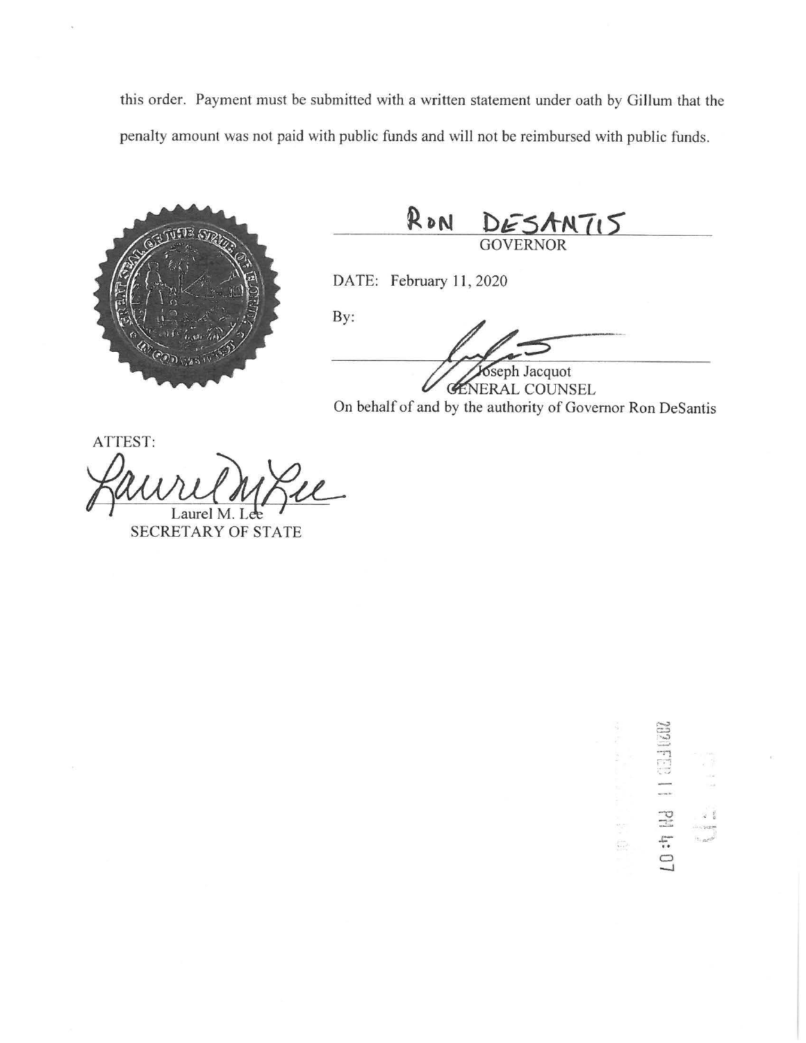this order. Payment must be submitted with a written statement under oath by Gillum that the penalty amount was not paid with public funds and will not be reimbursed with public funds.

RON DESANTIS
GOVERNOR

DATE: February 11, 2020

By:

Joseph Jacquot
GENERAL COUNSEL
On behalf of and by the authority of Governor Ron DeSantis

ATTEST:

Laurel M. Lee
SECRETARY OF STATE

2020 FEB 11 PM 4:07